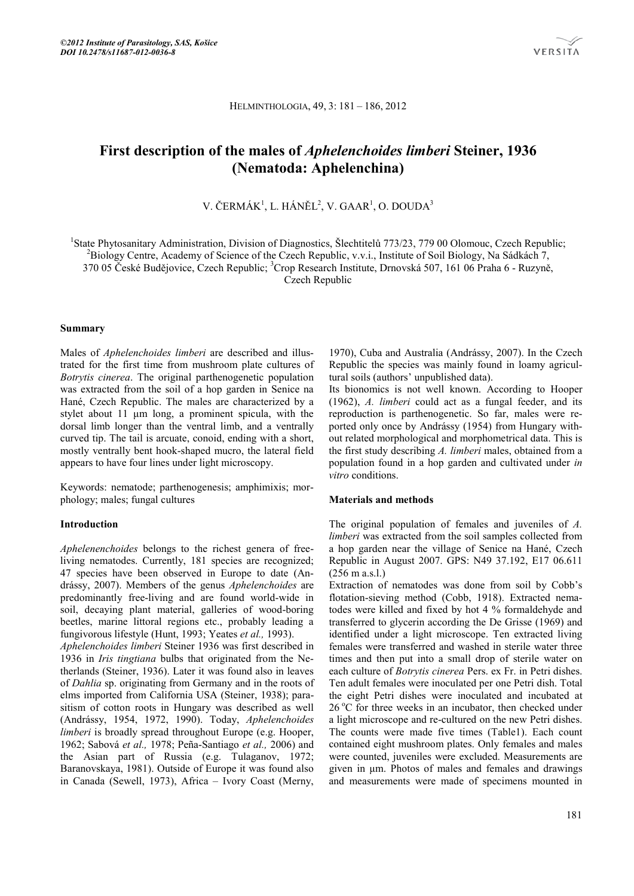# First description of the males of *Aphelenchoides limberi* Steiner, 1936 (Nematoda: Aphelenchina)

V. ČERMÁK[1], L. HÁNĚL[2], V. GAAR[1], O. DOUDA[3]

[1]State Phytosanitary Administration, Division of Diagnostics, Šlechtitelů 773/23, 779 00 Olomouc, Czech Republic; [2]Biology Centre, Academy of Science of the Czech Republic, v.v.i., Institute of Soil Biology, Na Sádkách 7, 370 05 České Budějovice, Czech Republic; [3]Crop Research Institute, Drnovská 507, 161 06 Praha 6 - Ruzyně, Czech Republic

## Summary

Males of *Aphelenchoides limberi* are described and illustrated for the first time from mushroom plate cultures of *Botrytis cinerea*. The original parthenogenetic population was extracted from the soil of a hop garden in Senice na Hané, Czech Republic. The males are characterized by a stylet about 11 µm long, a prominent spicula, with the dorsal limb longer than the ventral limb, and a ventrally curved tip. The tail is arcuate, conoid, ending with a short, mostly ventrally bent hook-shaped mucro, the lateral field appears to have four lines under light microscopy.

Keywords: nematode; parthenogenesis; amphimixis; morphology; males; fungal cultures

## Introduction

*Aphelenenchoides* belongs to the richest genera of free-living nematodes. Currently, 181 species are recognized; 47 species have been observed in Europe to date (Andrássy, 2007). Members of the genus *Aphelenchoides* are predominantly free-living and are found world-wide in soil, decaying plant material, galleries of wood-boring beetles, marine littoral regions etc., probably leading a fungivorous lifestyle (Hunt, 1993; Yeates *et al.,* 1993).

*Aphelenchoides limberi* Steiner 1936 was first described in 1936 in *Iris tingtiana* bulbs that originated from the Netherlands (Steiner, 1936). Later it was found also in leaves of *Dahlia* sp. originating from Germany and in the roots of elms imported from California USA (Steiner, 1938); parasitism of cotton roots in Hungary was described as well (Andrássy, 1954, 1972, 1990). Today, *Aphelenchoides limberi* is broadly spread throughout Europe (e.g. Hooper, 1962; Sabová *et al.,* 1978; Peña-Santiago *et al.,* 2006) and the Asian part of Russia (e.g. Tulaganov, 1972; Baranovskaya, 1981). Outside of Europe it was found also in Canada (Sewell, 1973), Africa – Ivory Coast (Merny, 1970), Cuba and Australia (Andrássy, 2007). In the Czech Republic the species was mainly found in loamy agricultural soils (authors' unpublished data).

Its bionomics is not well known. According to Hooper (1962), *A. limberi* could act as a fungal feeder, and its reproduction is parthenogenetic. So far, males were reported only once by Andrássy (1954) from Hungary without related morphological and morphometrical data. This is the first study describing *A. limberi* males, obtained from a population found in a hop garden and cultivated under *in vitro* conditions.

## Materials and methods

The original population of females and juveniles of *A. limberi* was extracted from the soil samples collected from a hop garden near the village of Senice na Hané, Czech Republic in August 2007. GPS: N49 37.192, E17 06.611 (256 m a.s.l.)

Extraction of nematodes was done from soil by Cobb's flotation-sieving method (Cobb, 1918). Extracted nematodes were killed and fixed by hot 4 % formaldehyde and transferred to glycerin according the De Grisse (1969) and identified under a light microscope. Ten extracted living females were transferred and washed in sterile water three times and then put into a small drop of sterile water on each culture of *Botrytis cinerea* Pers. ex Fr. in Petri dishes. Ten adult females were inoculated per one Petri dish. Total the eight Petri dishes were inoculated and incubated at 26 °C for three weeks in an incubator, then checked under a light microscope and re-cultured on the new Petri dishes. The counts were made five times (Table1). Each count contained eight mushroom plates. Only females and males were counted, juveniles were excluded. Measurements are given in µm. Photos of males and females and drawings and measurements were made of specimens mounted in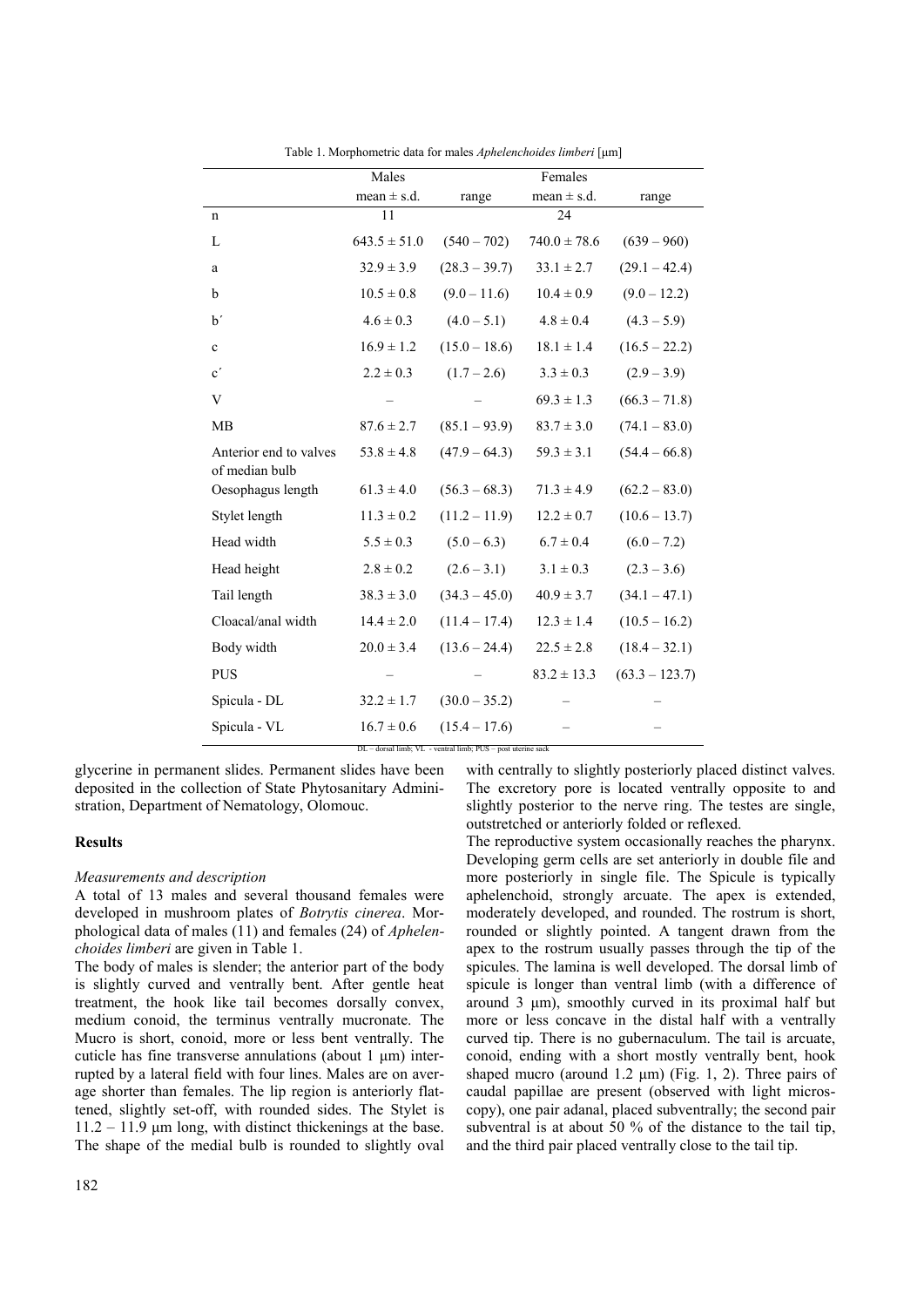Table 1. Morphometric data for males *Aphelenchoides limberi* [µm]

| | Males | | Females | |
|---|---|---|---|---|
| | mean ± s.d. | range | mean ± s.d. | range |
| n | 11 | | 24 | |
| L | 643.5 ± 51.0 | (540 – 702) | 740.0 ± 78.6 | (639 – 960) |
| a | 32.9 ± 3.9 | (28.3 – 39.7) | 33.1 ± 2.7 | (29.1 – 42.4) |
| b | 10.5 ± 0.8 | (9.0 – 11.6) | 10.4 ± 0.9 | (9.0 – 12.2) |
| b´ | 4.6 ± 0.3 | (4.0 – 5.1) | 4.8 ± 0.4 | (4.3 – 5.9) |
| c | 16.9 ± 1.2 | (15.0 – 18.6) | 18.1 ± 1.4 | (16.5 – 22.2) |
| c´ | 2.2 ± 0.3 | (1.7 – 2.6) | 3.3 ± 0.3 | (2.9 – 3.9) |
| V | – | – | 69.3 ± 1.3 | (66.3 – 71.8) |
| MB | 87.6 ± 2.7 | (85.1 – 93.9) | 83.7 ± 3.0 | (74.1 – 83.0) |
| Anterior end to valves of median bulb | 53.8 ± 4.8 | (47.9 – 64.3) | 59.3 ± 3.1 | (54.4 – 66.8) |
| Oesophagus length | 61.3 ± 4.0 | (56.3 – 68.3) | 71.3 ± 4.9 | (62.2 – 83.0) |
| Stylet length | 11.3 ± 0.2 | (11.2 – 11.9) | 12.2 ± 0.7 | (10.6 – 13.7) |
| Head width | 5.5 ± 0.3 | (5.0 – 6.3) | 6.7 ± 0.4 | (6.0 – 7.2) |
| Head height | 2.8 ± 0.2 | (2.6 – 3.1) | 3.1 ± 0.3 | (2.3 – 3.6) |
| Tail length | 38.3 ± 3.0 | (34.3 – 45.0) | 40.9 ± 3.7 | (34.1 – 47.1) |
| Cloacal/anal width | 14.4 ± 2.0 | (11.4 – 17.4) | 12.3 ± 1.4 | (10.5 – 16.2) |
| Body width | 20.0 ± 3.4 | (13.6 – 24.4) | 22.5 ± 2.8 | (18.4 – 32.1) |
| PUS | – | – | 83.2 ± 13.3 | (63.3 – 123.7) |
| Spicula - DL | 32.2 ± 1.7 | (30.0 – 35.2) | – | – |
| Spicula - VL | 16.7 ± 0.6 | (15.4 – 17.6) | – | – |

DL – dorsal limb; VL - ventral limb; PUS – post uterine sack

glycerine in permanent slides. Permanent slides have been deposited in the collection of State Phytosanitary Administration, Department of Nematology, Olomouc.

## Results

### *Measurements and description*

A total of 13 males and several thousand females were developed in mushroom plates of *Botrytis cinerea*. Morphological data of males (11) and females (24) of *Aphelenchoides limberi* are given in Table 1.

The body of males is slender; the anterior part of the body is slightly curved and ventrally bent. After gentle heat treatment, the hook like tail becomes dorsally convex, medium conoid, the terminus ventrally mucronate. The Mucro is short, conoid, more or less bent ventrally. The cuticle has fine transverse annulations (about 1 µm) interrupted by a lateral field with four lines. Males are on average shorter than females. The lip region is anteriorly flattened, slightly set-off, with rounded sides. The Stylet is 11.2 – 11.9 µm long, with distinct thickenings at the base. The shape of the medial bulb is rounded to slightly oval with centrally to slightly posteriorly placed distinct valves. The excretory pore is located ventrally opposite to and slightly posterior to the nerve ring. The testes are single, outstretched or anteriorly folded or reflexed.

The reproductive system occasionally reaches the pharynx. Developing germ cells are set anteriorly in double file and more posteriorly in single file. The Spicule is typically aphelenchoid, strongly arcuate. The apex is extended, moderately developed, and rounded. The rostrum is short, rounded or slightly pointed. A tangent drawn from the apex to the rostrum usually passes through the tip of the spicules. The lamina is well developed. The dorsal limb of spicule is longer than ventral limb (with a difference of around 3 µm), smoothly curved in its proximal half but more or less concave in the distal half with a ventrally curved tip. There is no gubernaculum. The tail is arcuate, conoid, ending with a short mostly ventrally bent, hook shaped mucro (around 1.2 µm) (Fig. 1, 2). Three pairs of caudal papillae are present (observed with light microscopy), one pair adanal, placed subventrally; the second pair subventral is at about 50 % of the distance to the tail tip, and the third pair placed ventrally close to the tail tip.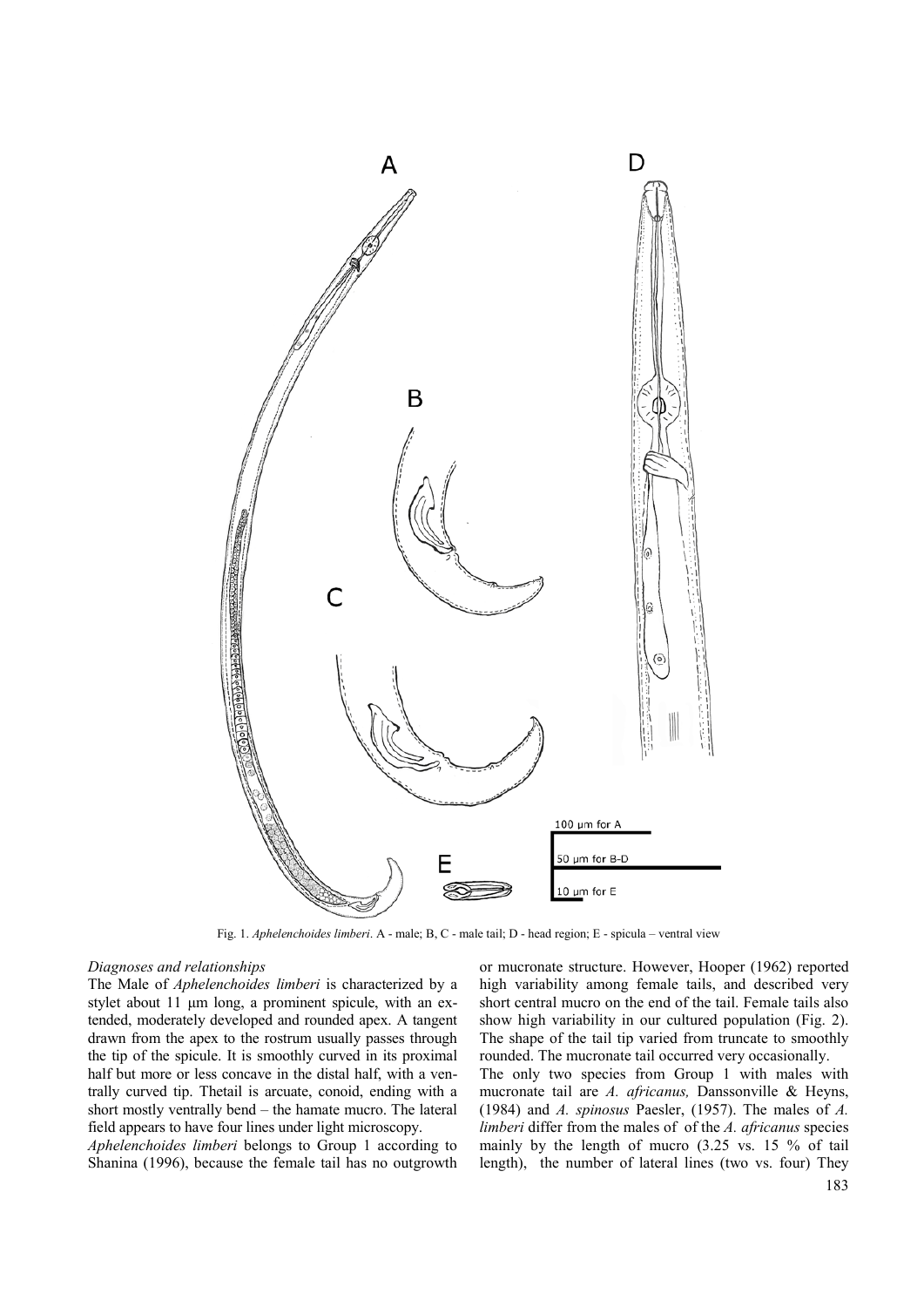Fig. 1. *Aphelenchoides limberi*. A - male; B, C - male tail; D - head region; E - spicula – ventral view

*Diagnoses and relationships*

The Male of *Aphelenchoides limberi* is characterized by a stylet about 11 µm long, a prominent spicule, with an extended, moderately developed and rounded apex. A tangent drawn from the apex to the rostrum usually passes through the tip of the spicule. It is smoothly curved in its proximal half but more or less concave in the distal half, with a ventrally curved tip. Thetail is arcuate, conoid, ending with a short mostly ventrally bend – the hamate mucro. The lateral field appears to have four lines under light microscopy.

*Aphelenchoides limberi* belongs to Group 1 according to Shanina (1996), because the female tail has no outgrowth or mucronate structure. However, Hooper (1962) reported high variability among female tails, and described very short central mucro on the end of the tail. Female tails also show high variability in our cultured population (Fig. 2). The shape of the tail tip varied from truncate to smoothly rounded. The mucronate tail occurred very occasionally.

The only two species from Group 1 with males with mucronate tail are *A. africanus,* Danssonville & Heyns, (1984) and *A. spinosus* Paesler, (1957). The males of *A. limberi* differ from the males of of the *A. africanus* species mainly by the length of mucro (3.25 vs. 15 % of tail length), the number of lateral lines (two vs. four) They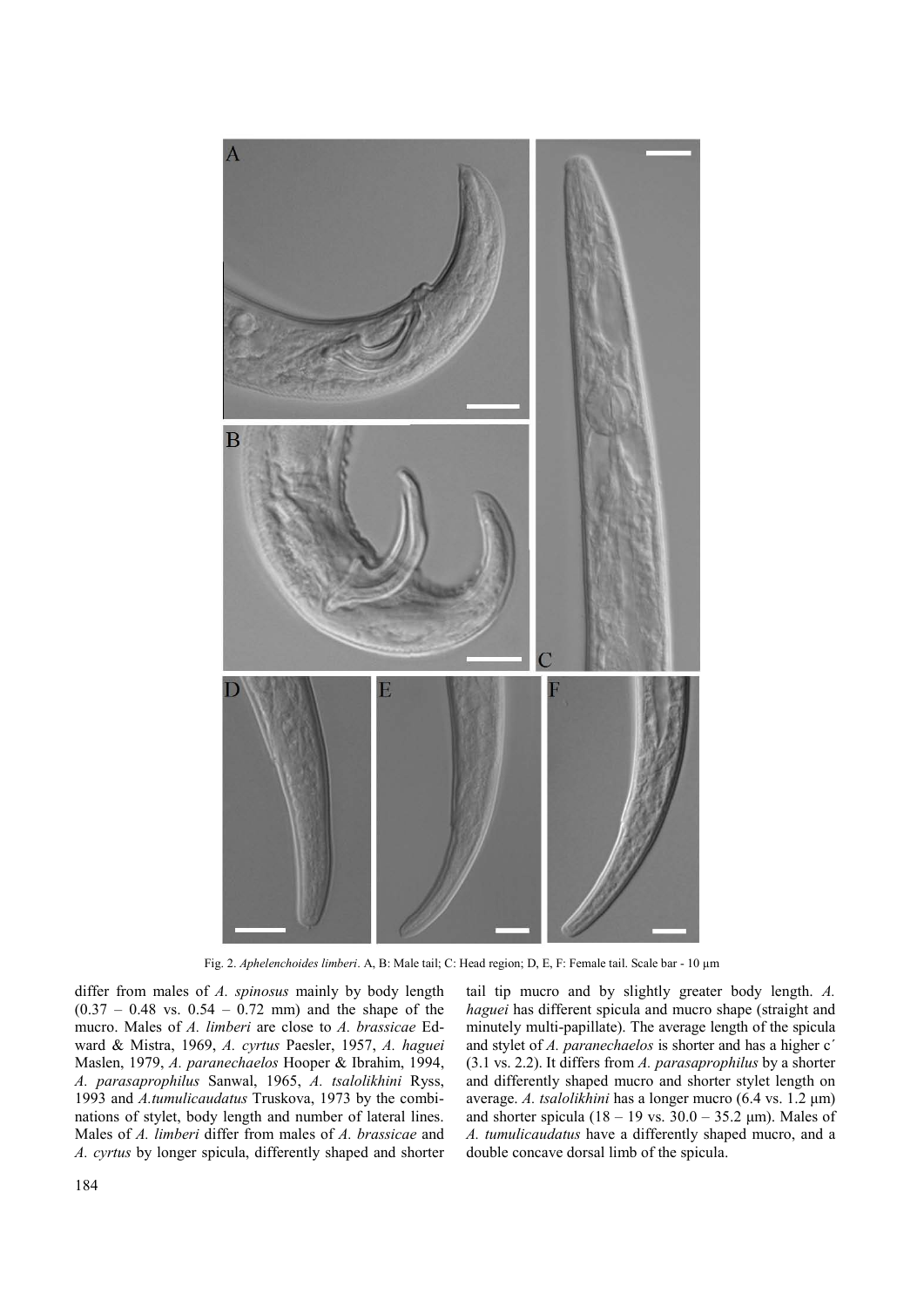Fig. 2. *Aphelenchoides limberi*. A, B: Male tail; C: Head region; D, E, F: Female tail. Scale bar - 10 μm

differ from males of *A. spinosus* mainly by body length (0.37 – 0.48 vs. 0.54 – 0.72 mm) and the shape of the mucro. Males of *A. limberi* are close to *A. brassicae* Edward & Mistra, 1969, *A. cyrtus* Paesler, 1957, *A. haguei* Maslen, 1979, *A. paranechaelos* Hooper & Ibrahim, 1994, *A. parasaprophilus* Sanwal, 1965, *A. tsalolikhini* Ryss, 1993 and *A.tumulicaudatus* Truskova, 1973 by the combinations of stylet, body length and number of lateral lines. Males of *A. limberi* differ from males of *A. brassicae* and *A. cyrtus* by longer spicula, differently shaped and shorter tail tip mucro and by slightly greater body length. *A. haguei* has different spicula and mucro shape (straight and minutely multi-papillate). The average length of the spicula and stylet of *A. paranechaelos* is shorter and has a higher c´ (3.1 vs. 2.2). It differs from *A. parasaprophilus* by a shorter and differently shaped mucro and shorter stylet length on average. *A. tsalolikhini* has a longer mucro (6.4 vs. 1.2 μm) and shorter spicula (18 – 19 vs. 30.0 – 35.2 μm). Males of *A. tumulicaudatus* have a differently shaped mucro, and a double concave dorsal limb of the spicula.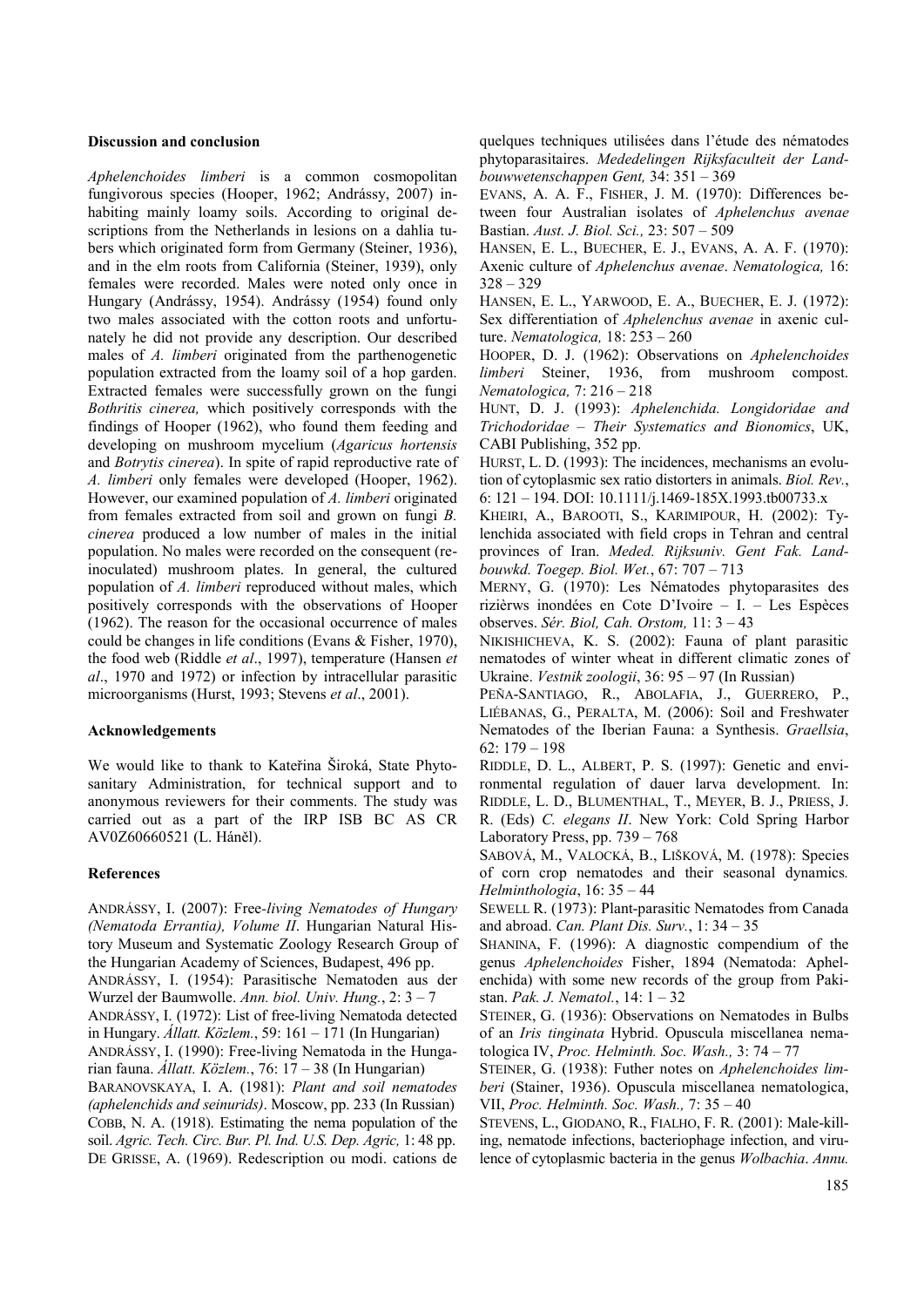### Discussion and conclusion

*Aphelenchoides limberi* is a common cosmopolitan fungivorous species (Hooper, 1962; Andrássy, 2007) inhabiting mainly loamy soils. According to original descriptions from the Netherlands in lesions on a dahlia tubers which originated form from Germany (Steiner, 1936), and in the elm roots from California (Steiner, 1939), only females were recorded. Males were noted only once in Hungary (Andrássy, 1954). Andrássy (1954) found only two males associated with the cotton roots and unfortunately he did not provide any description. Our described males of *A. limberi* originated from the parthenogenetic population extracted from the loamy soil of a hop garden. Extracted females were successfully grown on the fungi *Bothritis cinerea,* which positively corresponds with the findings of Hooper (1962), who found them feeding and developing on mushroom mycelium (*Agaricus hortensis* and *Botrytis cinerea*). In spite of rapid reproductive rate of *A. limberi* only females were developed (Hooper, 1962). However, our examined population of *A. limberi* originated from females extracted from soil and grown on fungi *B. cinerea* produced a low number of males in the initial population. No males were recorded on the consequent (re-inoculated) mushroom plates. In general, the cultured population of *A. limberi* reproduced without males, which positively corresponds with the observations of Hooper (1962). The reason for the occasional occurrence of males could be changes in life conditions (Evans & Fisher, 1970), the food web (Riddle *et al*., 1997), temperature (Hansen *et al*., 1970 and 1972) or infection by intracellular parasitic microorganisms (Hurst, 1993; Stevens *et al*., 2001).

### Acknowledgements

We would like to thank to Kateřina Široká, State Phytosanitary Administration, for technical support and to anonymous reviewers for their comments. The study was carried out as a part of the IRP ISB BC AS CR AV0Z60660521 (L. Háněl).

### References

ANDRÁSSY, I. (2007): Free-*living Nematodes of Hungary (Nematoda Errantia), Volume II*. Hungarian Natural History Museum and Systematic Zoology Research Group of the Hungarian Academy of Sciences, Budapest, 496 pp.

ANDRÁSSY, I. (1954): Parasitische Nematoden aus der Wurzel der Baumwolle. *Ann. biol. Univ. Hung.*, 2: 3 – 7

ANDRÁSSY, I. (1972): List of free-living Nematoda detected in Hungary. *Állatt. Közlem.*, 59: 161 – 171 (In Hungarian)

ANDRÁSSY, I. (1990): Free-living Nematoda in the Hungarian fauna. *Állatt. Közlem.*, 76: 17 – 38 (In Hungarian)

BARANOVSKAYA, I. A. (1981): *Plant and soil nematodes (aphelenchids and seinurids)*. Moscow, pp. 233 (In Russian)

COBB, N. A. (1918). Estimating the nema population of the soil. *Agric. Tech. Circ. Bur. Pl. Ind. U.S. Dep. Agric,* 1: 48 pp.

DE GRISSE, A. (1969). Redescription ou modi. cations de quelques techniques utilisées dans l'étude des nématodes phytoparasitaires. *Mededelingen Rijksfaculteit der Landbouwwetenschappen Gent,* 34: 351 – 369

EVANS, A. A. F., FISHER, J. M. (1970): Differences between four Australian isolates of *Aphelenchus avenae* Bastian. *Aust. J. Biol. Sci.,* 23: 507 – 509

HANSEN, E. L., BUECHER, E. J., EVANS, A. A. F. (1970): Axenic culture of *Aphelenchus avenae*. *Nematologica,* 16: 328 – 329

HANSEN, E. L., YARWOOD, E. A., BUECHER, E. J. (1972): Sex differentiation of *Aphelenchus avenae* in axenic culture. *Nematologica,* 18: 253 – 260

HOOPER, D. J. (1962): Observations on *Aphelenchoides limberi* Steiner, 1936, from mushroom compost. *Nematologica,* 7: 216 – 218

HUNT, D. J. (1993): *Aphelenchida. Longidoridae and Trichodoridae – Their Systematics and Bionomics*, UK, CABI Publishing, 352 pp.

HURST, L. D. (1993): The incidences, mechanisms an evolution of cytoplasmic sex ratio distorters in animals. *Biol. Rev.*, 6: 121 – 194. DOI: 10.1111/j.1469-185X.1993.tb00733.x

KHEIRI, A., BAROOTI, S., KARIMIPOUR, H. (2002): Tylenchida associated with field crops in Tehran and central provinces of Iran. *Meded. Rijksuniv. Gent Fak. Landbouwkd. Toegep. Biol. Wet.*, 67: 707 – 713

MERNY, G. (1970): Les Nématodes phytoparasites des rizièrws inondées en Cote D'Ivoire – I. – Les Espèces observes. *Sér. Biol, Cah. Orstom,* 11: 3 – 43

NIKISHICHEVA, K. S. (2002): Fauna of plant parasitic nematodes of winter wheat in different climatic zones of Ukraine. *Vestnik zoologii*, 36: 95 – 97 (In Russian)

PEÑA-SANTIAGO, R., ABOLAFIA, J., GUERRERO, P., LIÉBANAS, G., PERALTA, M. (2006): Soil and Freshwater Nematodes of the Iberian Fauna: a Synthesis. *Graellsia*, 62: 179 – 198

RIDDLE, D. L., ALBERT, P. S. (1997): Genetic and environmental regulation of dauer larva development. In: RIDDLE, L. D., BLUMENTHAL, T., MEYER, B. J., PRIESS, J. R. (Eds) *C. elegans II*. New York: Cold Spring Harbor Laboratory Press, pp. 739 – 768

SABOVÁ, M., VALOCKÁ, B., LIŠKOVÁ, M. (1978): Species of corn crop nematodes and their seasonal dynamics*. Helminthologia*, 16: 35 – 44

SEWELL R. (1973): Plant-parasitic Nematodes from Canada and abroad. *Can. Plant Dis. Surv.*, 1: 34 – 35

SHANINA, F. (1996): A diagnostic compendium of the genus *Aphelenchoides* Fisher, 1894 (Nematoda: Aphelenchida) with some new records of the group from Pakistan. *Pak. J. Nematol.*, 14: 1 – 32

STEINER, G. (1936): Observations on Nematodes in Bulbs of an *Iris tinginata* Hybrid. Opuscula miscellanea nematologica IV, *Proc. Helminth. Soc. Wash.,* 3: 74 – 77

STEINER, G. (1938): Futher notes on *Aphelenchoides limberi* (Stainer, 1936). Opuscula miscellanea nematologica, VII, *Proc. Helminth. Soc. Wash.,* 7: 35 – 40

STEVENS, L., GIODANO, R., FIALHO, F. R. (2001): Male-killing, nematode infections, bacteriophage infection, and virulence of cytoplasmic bacteria in the genus *Wolbachia*. *Annu.*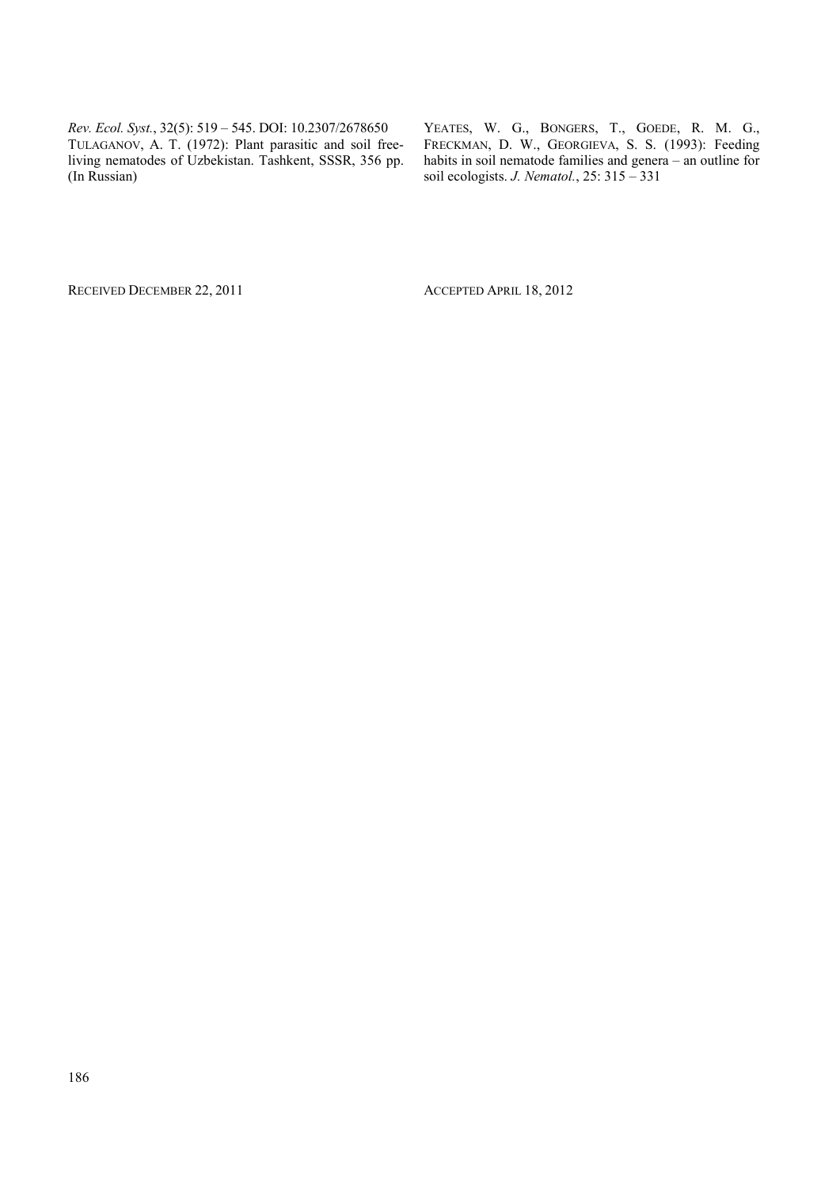*Rev. Ecol. Syst.*, 32(5): 519 – 545. DOI: 10.2307/2678650

TULAGANOV, A. T. (1972): Plant parasitic and soil free-living nematodes of Uzbekistan. Tashkent, SSSR, 356 pp. (In Russian)

YEATES, W. G., BONGERS, T., GOEDE, R. M. G., FRECKMAN, D. W., GEORGIEVA, S. S. (1993): Feeding habits in soil nematode families and genera – an outline for soil ecologists. *J. Nematol.*, 25: 315 – 331

RECEIVED DECEMBER 22, 2011

ACCEPTED APRIL 18, 2012